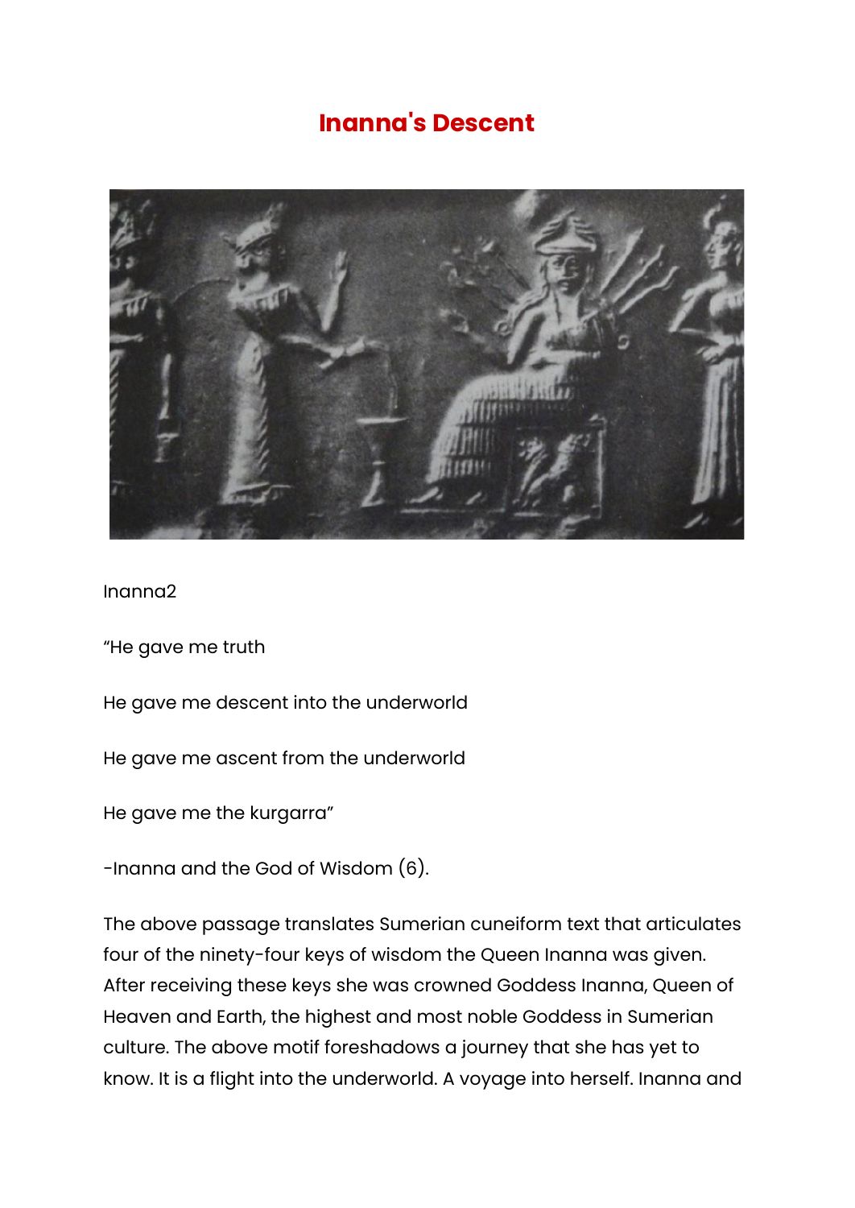# Inanna's Descent

Inanna2

“He gave me truth

He gave me descent into the underworld

He gave me ascent from the underworld

He gave me the kurgarra”

-Inanna and the God of Wisdom (6).

The above passage translates Sumerian cuneiform text that articulates four of the ninety-four keys of wisdom the Queen Inanna was given. After receiving these keys she was crowned Goddess Inanna, Queen of Heaven and Earth, the highest and most noble Goddess in Sumerian culture. The above motif foreshadows a journey that she has yet to know. It is a flight into the underworld. A voyage into herself. Inanna and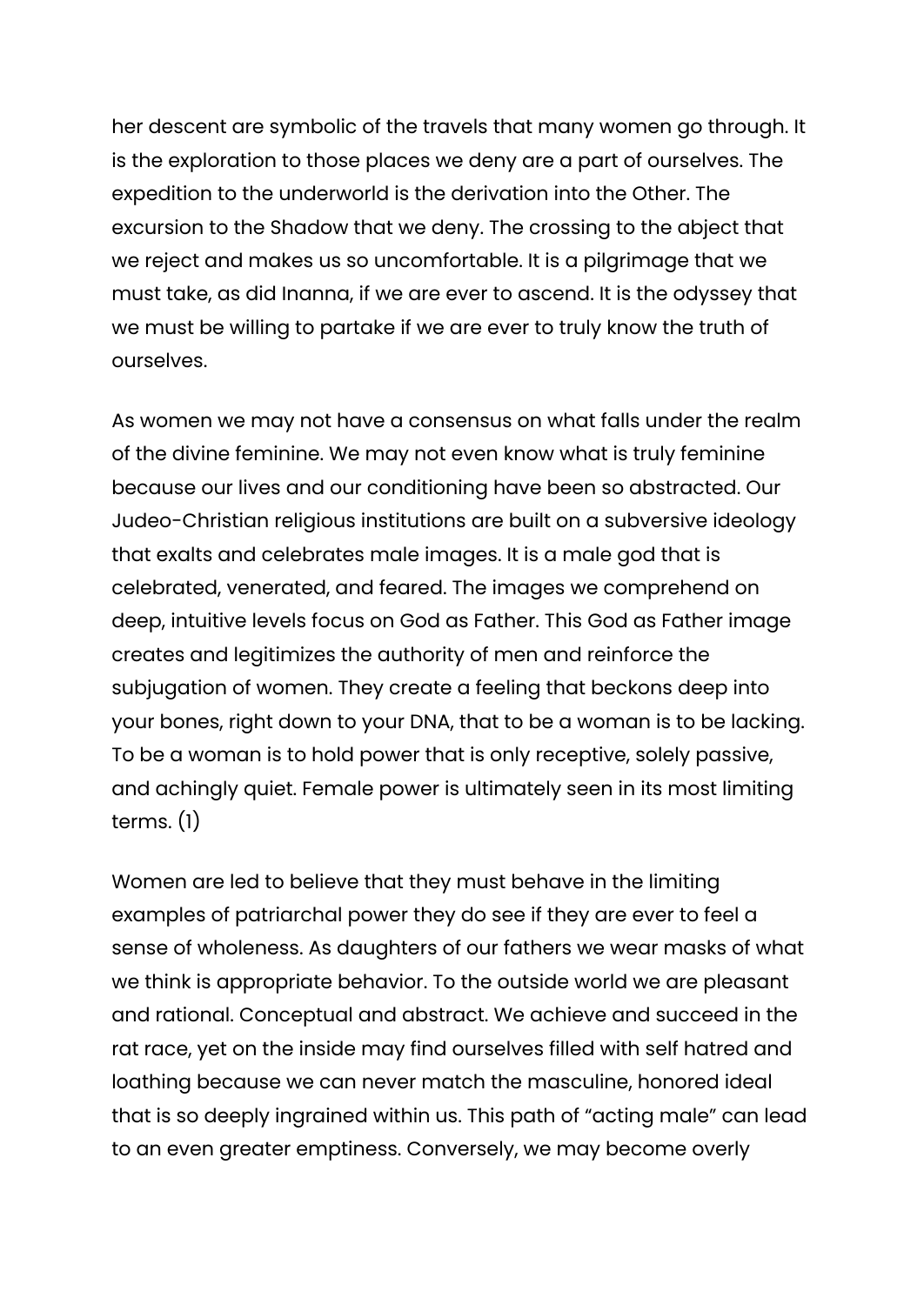her descent are symbolic of the travels that many women go through. It is the exploration to those places we deny are a part of ourselves. The expedition to the underworld is the derivation into the Other. The excursion to the Shadow that we deny. The crossing to the abject that we reject and makes us so uncomfortable. It is a pilgrimage that we must take, as did Inanna, if we are ever to ascend. It is the odyssey that we must be willing to partake if we are ever to truly know the truth of ourselves.

As women we may not have a consensus on what falls under the realm of the divine feminine. We may not even know what is truly feminine because our lives and our conditioning have been so abstracted. Our Judeo-Christian religious institutions are built on a subversive ideology that exalts and celebrates male images. It is a male god that is celebrated, venerated, and feared. The images we comprehend on deep, intuitive levels focus on God as Father. This God as Father image creates and legitimizes the authority of men and reinforce the subjugation of women. They create a feeling that beckons deep into your bones, right down to your DNA, that to be a woman is to be lacking. To be a woman is to hold power that is only receptive, solely passive, and achingly quiet. Female power is ultimately seen in its most limiting terms. (1)

Women are led to believe that they must behave in the limiting examples of patriarchal power they do see if they are ever to feel a sense of wholeness. As daughters of our fathers we wear masks of what we think is appropriate behavior. To the outside world we are pleasant and rational. Conceptual and abstract. We achieve and succeed in the rat race, yet on the inside may find ourselves filled with self hatred and loathing because we can never match the masculine, honored ideal that is so deeply ingrained within us. This path of "acting male" can lead to an even greater emptiness. Conversely, we may become overly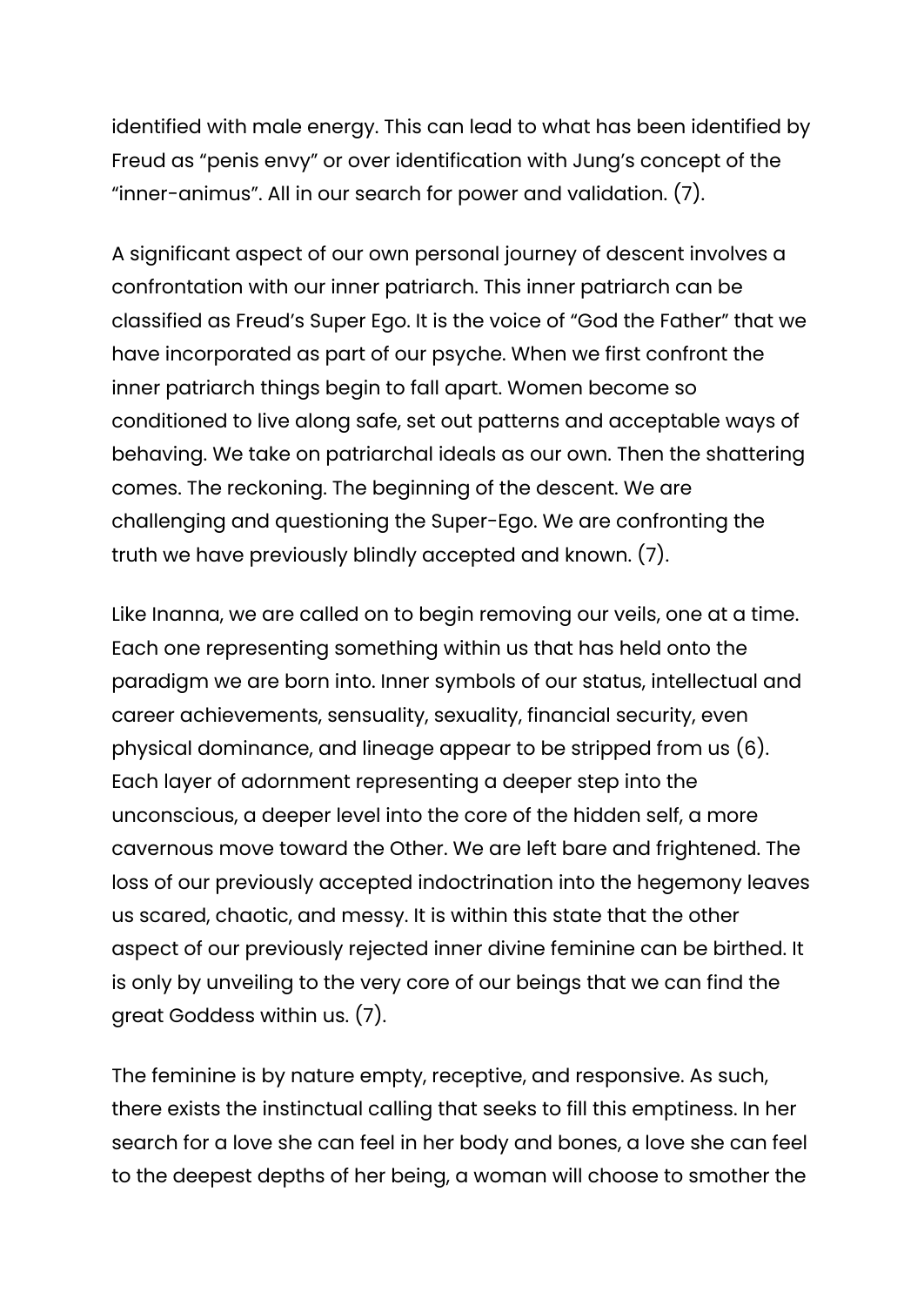identified with male energy. This can lead to what has been identified by Freud as “penis envy” or over identification with Jung’s concept of the “inner-animus”. All in our search for power and validation. (7).

A significant aspect of our own personal journey of descent involves a confrontation with our inner patriarch. This inner patriarch can be classified as Freud’s Super Ego. It is the voice of “God the Father” that we have incorporated as part of our psyche. When we first confront the inner patriarch things begin to fall apart. Women become so conditioned to live along safe, set out patterns and acceptable ways of behaving. We take on patriarchal ideals as our own. Then the shattering comes. The reckoning. The beginning of the descent. We are challenging and questioning the Super-Ego. We are confronting the truth we have previously blindly accepted and known. (7).

Like Inanna, we are called on to begin removing our veils, one at a time. Each one representing something within us that has held onto the paradigm we are born into. Inner symbols of our status, intellectual and career achievements, sensuality, sexuality, financial security, even physical dominance, and lineage appear to be stripped from us (6). Each layer of adornment representing a deeper step into the unconscious, a deeper level into the core of the hidden self, a more cavernous move toward the Other. We are left bare and frightened. The loss of our previously accepted indoctrination into the hegemony leaves us scared, chaotic, and messy. It is within this state that the other aspect of our previously rejected inner divine feminine can be birthed. It is only by unveiling to the very core of our beings that we can find the great Goddess within us. (7).

The feminine is by nature empty, receptive, and responsive. As such, there exists the instinctual calling that seeks to fill this emptiness. In her search for a love she can feel in her body and bones, a love she can feel to the deepest depths of her being, a woman will choose to smother the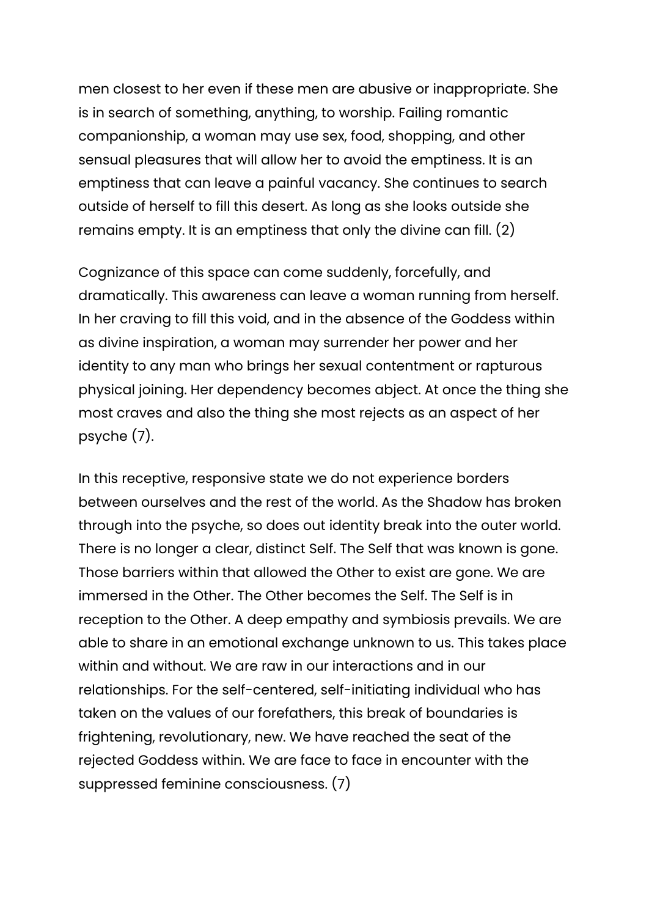men closest to her even if these men are abusive or inappropriate. She is in search of something, anything, to worship. Failing romantic companionship, a woman may use sex, food, shopping, and other sensual pleasures that will allow her to avoid the emptiness. It is an emptiness that can leave a painful vacancy. She continues to search outside of herself to fill this desert. As long as she looks outside she remains empty. It is an emptiness that only the divine can fill. (2)

Cognizance of this space can come suddenly, forcefully, and dramatically. This awareness can leave a woman running from herself. In her craving to fill this void, and in the absence of the Goddess within as divine inspiration, a woman may surrender her power and her identity to any man who brings her sexual contentment or rapturous physical joining. Her dependency becomes abject. At once the thing she most craves and also the thing she most rejects as an aspect of her psyche (7).

In this receptive, responsive state we do not experience borders between ourselves and the rest of the world. As the Shadow has broken through into the psyche, so does out identity break into the outer world. There is no longer a clear, distinct Self. The Self that was known is gone. Those barriers within that allowed the Other to exist are gone. We are immersed in the Other. The Other becomes the Self. The Self is in reception to the Other. A deep empathy and symbiosis prevails. We are able to share in an emotional exchange unknown to us. This takes place within and without. We are raw in our interactions and in our relationships. For the self-centered, self-initiating individual who has taken on the values of our forefathers, this break of boundaries is frightening, revolutionary, new. We have reached the seat of the rejected Goddess within. We are face to face in encounter with the suppressed feminine consciousness. (7)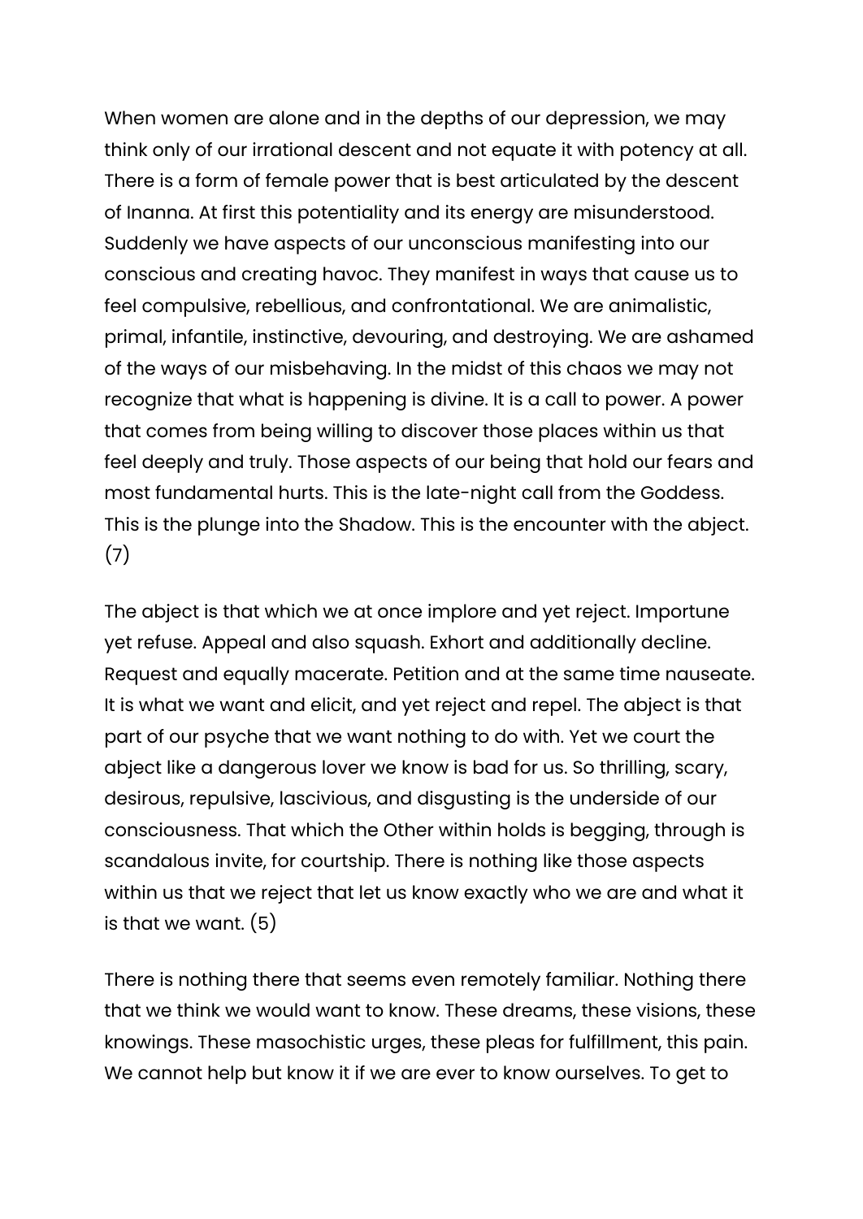When women are alone and in the depths of our depression, we may think only of our irrational descent and not equate it with potency at all. There is a form of female power that is best articulated by the descent of Inanna. At first this potentiality and its energy are misunderstood. Suddenly we have aspects of our unconscious manifesting into our conscious and creating havoc. They manifest in ways that cause us to feel compulsive, rebellious, and confrontational. We are animalistic, primal, infantile, instinctive, devouring, and destroying. We are ashamed of the ways of our misbehaving. In the midst of this chaos we may not recognize that what is happening is divine. It is a call to power. A power that comes from being willing to discover those places within us that feel deeply and truly. Those aspects of our being that hold our fears and most fundamental hurts. This is the late-night call from the Goddess. This is the plunge into the Shadow. This is the encounter with the abject. (7)

The abject is that which we at once implore and yet reject. Importune yet refuse. Appeal and also squash. Exhort and additionally decline. Request and equally macerate. Petition and at the same time nauseate. It is what we want and elicit, and yet reject and repel. The abject is that part of our psyche that we want nothing to do with. Yet we court the abject like a dangerous lover we know is bad for us. So thrilling, scary, desirous, repulsive, lascivious, and disgusting is the underside of our consciousness. That which the Other within holds is begging, through is scandalous invite, for courtship. There is nothing like those aspects within us that we reject that let us know exactly who we are and what it is that we want. (5)

There is nothing there that seems even remotely familiar. Nothing there that we think we would want to know. These dreams, these visions, these knowings. These masochistic urges, these pleas for fulfillment, this pain. We cannot help but know it if we are ever to know ourselves. To get to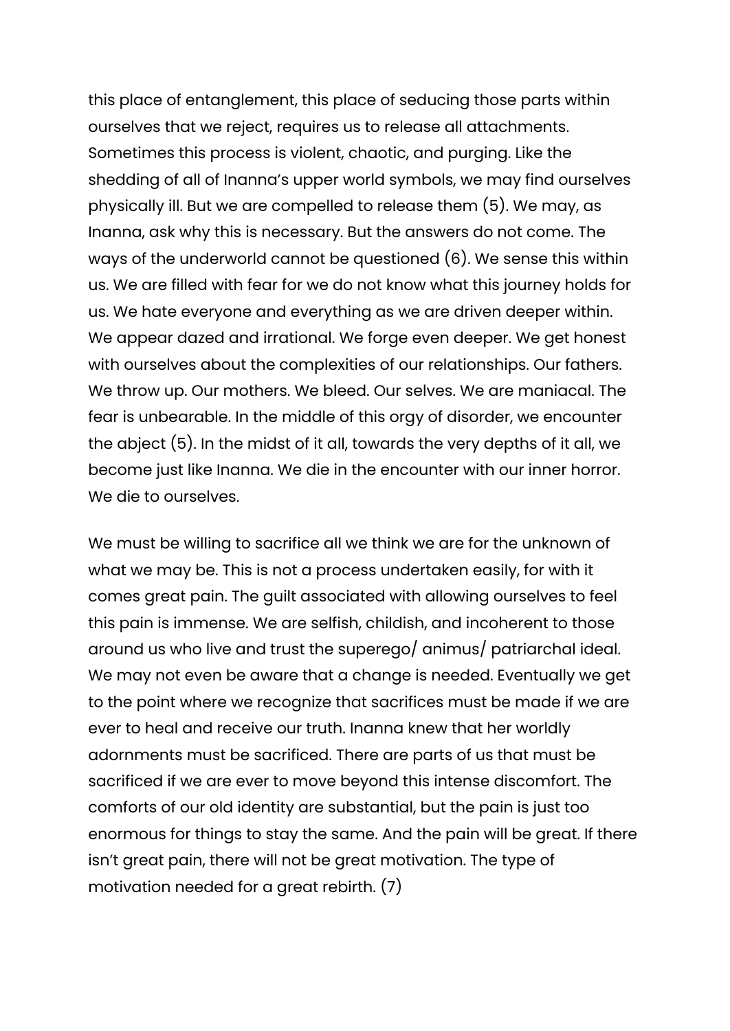this place of entanglement, this place of seducing those parts within ourselves that we reject, requires us to release all attachments. Sometimes this process is violent, chaotic, and purging. Like the shedding of all of Inanna's upper world symbols, we may find ourselves physically ill. But we are compelled to release them (5). We may, as Inanna, ask why this is necessary. But the answers do not come. The ways of the underworld cannot be questioned (6). We sense this within us. We are filled with fear for we do not know what this journey holds for us. We hate everyone and everything as we are driven deeper within. We appear dazed and irrational. We forge even deeper. We get honest with ourselves about the complexities of our relationships. Our fathers. We throw up. Our mothers. We bleed. Our selves. We are maniacal. The fear is unbearable. In the middle of this orgy of disorder, we encounter the abject (5). In the midst of it all, towards the very depths of it all, we become just like Inanna. We die in the encounter with our inner horror. We die to ourselves.

We must be willing to sacrifice all we think we are for the unknown of what we may be. This is not a process undertaken easily, for with it comes great pain. The guilt associated with allowing ourselves to feel this pain is immense. We are selfish, childish, and incoherent to those around us who live and trust the superego/ animus/ patriarchal ideal. We may not even be aware that a change is needed. Eventually we get to the point where we recognize that sacrifices must be made if we are ever to heal and receive our truth. Inanna knew that her worldly adornments must be sacrificed. There are parts of us that must be sacrificed if we are ever to move beyond this intense discomfort. The comforts of our old identity are substantial, but the pain is just too enormous for things to stay the same. And the pain will be great. If there isn't great pain, there will not be great motivation. The type of motivation needed for a great rebirth. (7)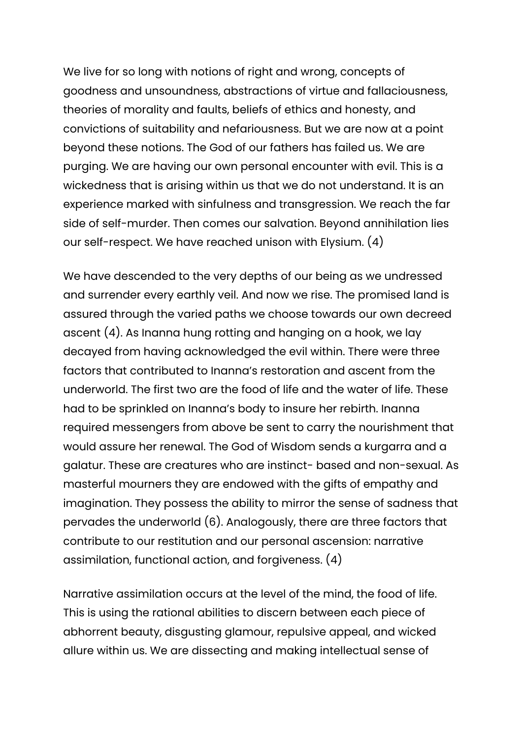We live for so long with notions of right and wrong, concepts of goodness and unsoundness, abstractions of virtue and fallaciousness, theories of morality and faults, beliefs of ethics and honesty, and convictions of suitability and nefariousness. But we are now at a point beyond these notions. The God of our fathers has failed us. We are purging. We are having our own personal encounter with evil. This is a wickedness that is arising within us that we do not understand. It is an experience marked with sinfulness and transgression. We reach the far side of self-murder. Then comes our salvation. Beyond annihilation lies our self-respect. We have reached unison with Elysium. (4)

We have descended to the very depths of our being as we undressed and surrender every earthly veil. And now we rise. The promised land is assured through the varied paths we choose towards our own decreed ascent (4). As Inanna hung rotting and hanging on a hook, we lay decayed from having acknowledged the evil within. There were three factors that contributed to Inanna's restoration and ascent from the underworld. The first two are the food of life and the water of life. These had to be sprinkled on Inanna's body to insure her rebirth. Inanna required messengers from above be sent to carry the nourishment that would assure her renewal. The God of Wisdom sends a kurgarra and a galatur. These are creatures who are instinct- based and non-sexual. As masterful mourners they are endowed with the gifts of empathy and imagination. They possess the ability to mirror the sense of sadness that pervades the underworld (6). Analogously, there are three factors that contribute to our restitution and our personal ascension: narrative assimilation, functional action, and forgiveness. (4)

Narrative assimilation occurs at the level of the mind, the food of life. This is using the rational abilities to discern between each piece of abhorrent beauty, disgusting glamour, repulsive appeal, and wicked allure within us. We are dissecting and making intellectual sense of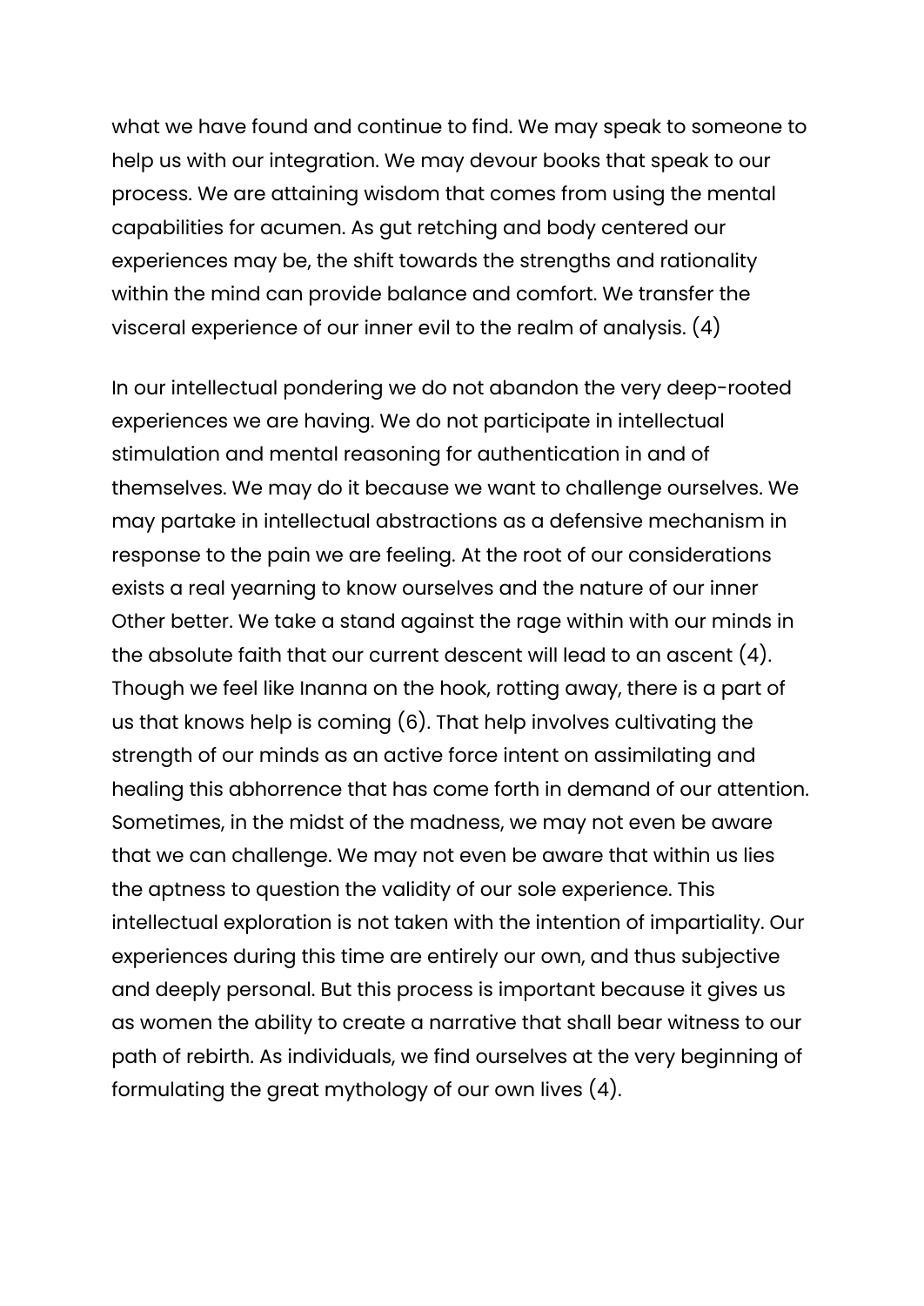what we have found and continue to find. We may speak to someone to help us with our integration. We may devour books that speak to our process. We are attaining wisdom that comes from using the mental capabilities for acumen. As gut retching and body centered our experiences may be, the shift towards the strengths and rationality within the mind can provide balance and comfort. We transfer the visceral experience of our inner evil to the realm of analysis. (4)

In our intellectual pondering we do not abandon the very deep-rooted experiences we are having. We do not participate in intellectual stimulation and mental reasoning for authentication in and of themselves. We may do it because we want to challenge ourselves. We may partake in intellectual abstractions as a defensive mechanism in response to the pain we are feeling. At the root of our considerations exists a real yearning to know ourselves and the nature of our inner Other better. We take a stand against the rage within with our minds in the absolute faith that our current descent will lead to an ascent (4). Though we feel like Inanna on the hook, rotting away, there is a part of us that knows help is coming (6). That help involves cultivating the strength of our minds as an active force intent on assimilating and healing this abhorrence that has come forth in demand of our attention. Sometimes, in the midst of the madness, we may not even be aware that we can challenge. We may not even be aware that within us lies the aptness to question the validity of our sole experience. This intellectual exploration is not taken with the intention of impartiality. Our experiences during this time are entirely our own, and thus subjective and deeply personal. But this process is important because it gives us as women the ability to create a narrative that shall bear witness to our path of rebirth. As individuals, we find ourselves at the very beginning of formulating the great mythology of our own lives (4).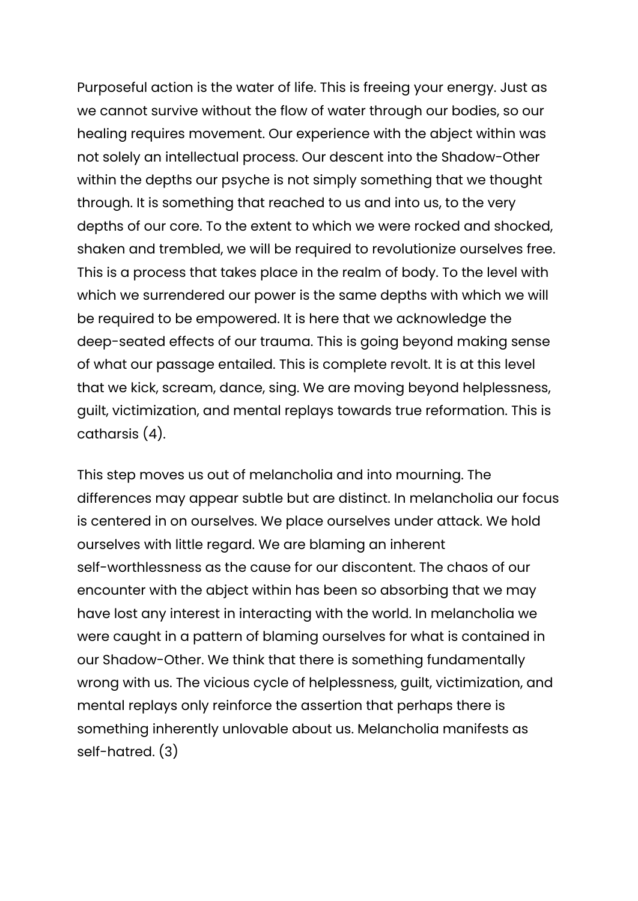Purposeful action is the water of life. This is freeing your energy. Just as we cannot survive without the flow of water through our bodies, so our healing requires movement. Our experience with the abject within was not solely an intellectual process. Our descent into the Shadow-Other within the depths our psyche is not simply something that we thought through. It is something that reached to us and into us, to the very depths of our core. To the extent to which we were rocked and shocked, shaken and trembled, we will be required to revolutionize ourselves free. This is a process that takes place in the realm of body. To the level with which we surrendered our power is the same depths with which we will be required to be empowered. It is here that we acknowledge the deep-seated effects of our trauma. This is going beyond making sense of what our passage entailed. This is complete revolt. It is at this level that we kick, scream, dance, sing. We are moving beyond helplessness, guilt, victimization, and mental replays towards true reformation. This is catharsis (4).

This step moves us out of melancholia and into mourning. The differences may appear subtle but are distinct. In melancholia our focus is centered in on ourselves. We place ourselves under attack. We hold ourselves with little regard. We are blaming an inherent self-worthlessness as the cause for our discontent. The chaos of our encounter with the abject within has been so absorbing that we may have lost any interest in interacting with the world. In melancholia we were caught in a pattern of blaming ourselves for what is contained in our Shadow-Other. We think that there is something fundamentally wrong with us. The vicious cycle of helplessness, guilt, victimization, and mental replays only reinforce the assertion that perhaps there is something inherently unlovable about us. Melancholia manifests as self-hatred. (3)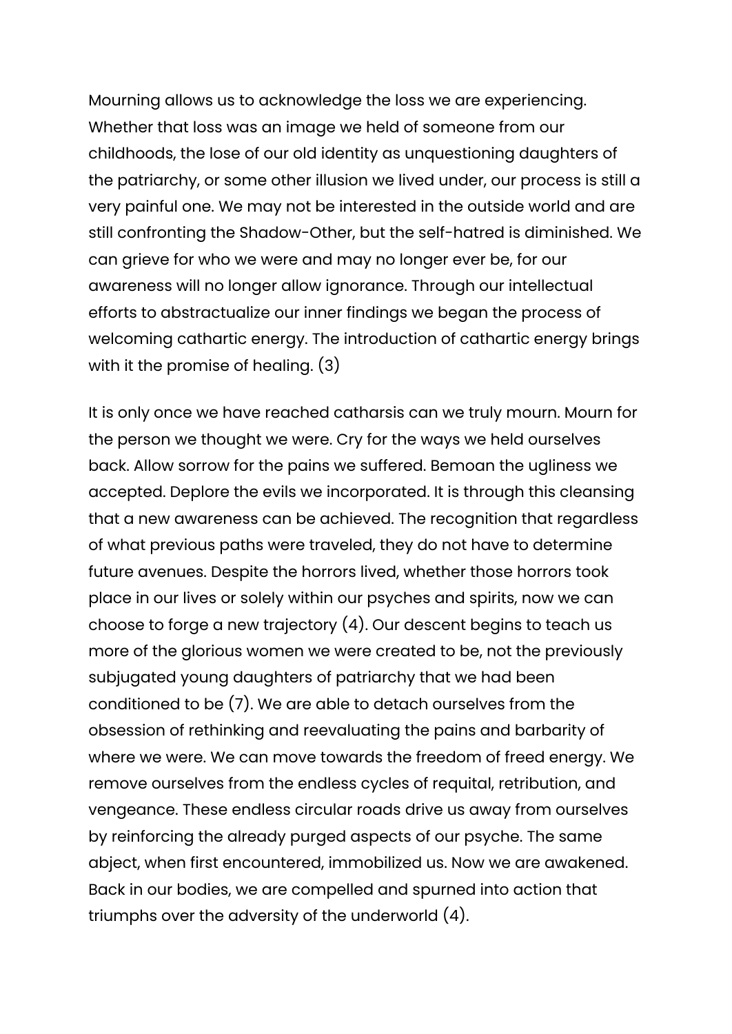Mourning allows us to acknowledge the loss we are experiencing. Whether that loss was an image we held of someone from our childhoods, the lose of our old identity as unquestioning daughters of the patriarchy, or some other illusion we lived under, our process is still a very painful one. We may not be interested in the outside world and are still confronting the Shadow-Other, but the self-hatred is diminished. We can grieve for who we were and may no longer ever be, for our awareness will no longer allow ignorance. Through our intellectual efforts to abstractualize our inner findings we began the process of welcoming cathartic energy. The introduction of cathartic energy brings with it the promise of healing. (3)

It is only once we have reached catharsis can we truly mourn. Mourn for the person we thought we were. Cry for the ways we held ourselves back. Allow sorrow for the pains we suffered. Bemoan the ugliness we accepted. Deplore the evils we incorporated. It is through this cleansing that a new awareness can be achieved. The recognition that regardless of what previous paths were traveled, they do not have to determine future avenues. Despite the horrors lived, whether those horrors took place in our lives or solely within our psyches and spirits, now we can choose to forge a new trajectory (4). Our descent begins to teach us more of the glorious women we were created to be, not the previously subjugated young daughters of patriarchy that we had been conditioned to be (7). We are able to detach ourselves from the obsession of rethinking and reevaluating the pains and barbarity of where we were. We can move towards the freedom of freed energy. We remove ourselves from the endless cycles of requital, retribution, and vengeance. These endless circular roads drive us away from ourselves by reinforcing the already purged aspects of our psyche. The same abject, when first encountered, immobilized us. Now we are awakened. Back in our bodies, we are compelled and spurned into action that triumphs over the adversity of the underworld (4).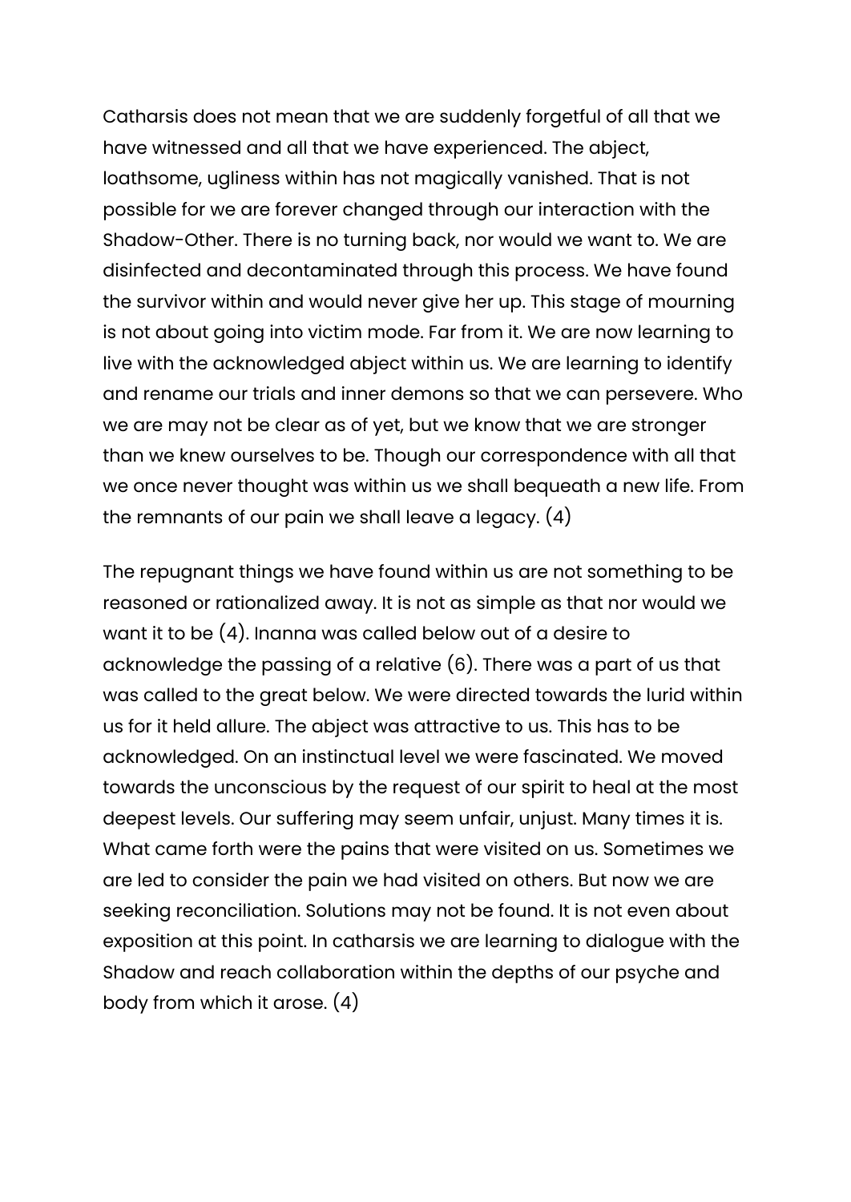Catharsis does not mean that we are suddenly forgetful of all that we have witnessed and all that we have experienced. The abject, loathsome, ugliness within has not magically vanished. That is not possible for we are forever changed through our interaction with the Shadow-Other. There is no turning back, nor would we want to. We are disinfected and decontaminated through this process. We have found the survivor within and would never give her up. This stage of mourning is not about going into victim mode. Far from it. We are now learning to live with the acknowledged abject within us. We are learning to identify and rename our trials and inner demons so that we can persevere. Who we are may not be clear as of yet, but we know that we are stronger than we knew ourselves to be. Though our correspondence with all that we once never thought was within us we shall bequeath a new life. From the remnants of our pain we shall leave a legacy. (4)

The repugnant things we have found within us are not something to be reasoned or rationalized away. It is not as simple as that nor would we want it to be (4). Inanna was called below out of a desire to acknowledge the passing of a relative (6). There was a part of us that was called to the great below. We were directed towards the lurid within us for it held allure. The abject was attractive to us. This has to be acknowledged. On an instinctual level we were fascinated. We moved towards the unconscious by the request of our spirit to heal at the most deepest levels. Our suffering may seem unfair, unjust. Many times it is. What came forth were the pains that were visited on us. Sometimes we are led to consider the pain we had visited on others. But now we are seeking reconciliation. Solutions may not be found. It is not even about exposition at this point. In catharsis we are learning to dialogue with the Shadow and reach collaboration within the depths of our psyche and body from which it arose. (4)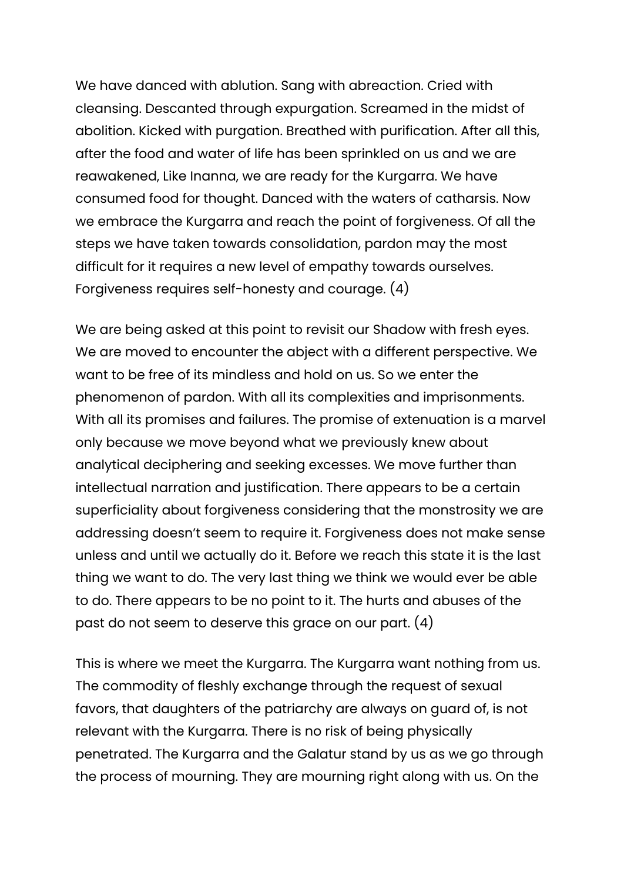We have danced with ablution. Sang with abreaction. Cried with cleansing. Descanted through expurgation. Screamed in the midst of abolition. Kicked with purgation. Breathed with purification. After all this, after the food and water of life has been sprinkled on us and we are reawakened, Like Inanna, we are ready for the Kurgarra. We have consumed food for thought. Danced with the waters of catharsis. Now we embrace the Kurgarra and reach the point of forgiveness. Of all the steps we have taken towards consolidation, pardon may the most difficult for it requires a new level of empathy towards ourselves. Forgiveness requires self-honesty and courage. (4)

We are being asked at this point to revisit our Shadow with fresh eyes. We are moved to encounter the abject with a different perspective. We want to be free of its mindless and hold on us. So we enter the phenomenon of pardon. With all its complexities and imprisonments. With all its promises and failures. The promise of extenuation is a marvel only because we move beyond what we previously knew about analytical deciphering and seeking excesses. We move further than intellectual narration and justification. There appears to be a certain superficiality about forgiveness considering that the monstrosity we are addressing doesn't seem to require it. Forgiveness does not make sense unless and until we actually do it. Before we reach this state it is the last thing we want to do. The very last thing we think we would ever be able to do. There appears to be no point to it. The hurts and abuses of the past do not seem to deserve this grace on our part. (4)

This is where we meet the Kurgarra. The Kurgarra want nothing from us. The commodity of fleshly exchange through the request of sexual favors, that daughters of the patriarchy are always on guard of, is not relevant with the Kurgarra. There is no risk of being physically penetrated. The Kurgarra and the Galatur stand by us as we go through the process of mourning. They are mourning right along with us. On the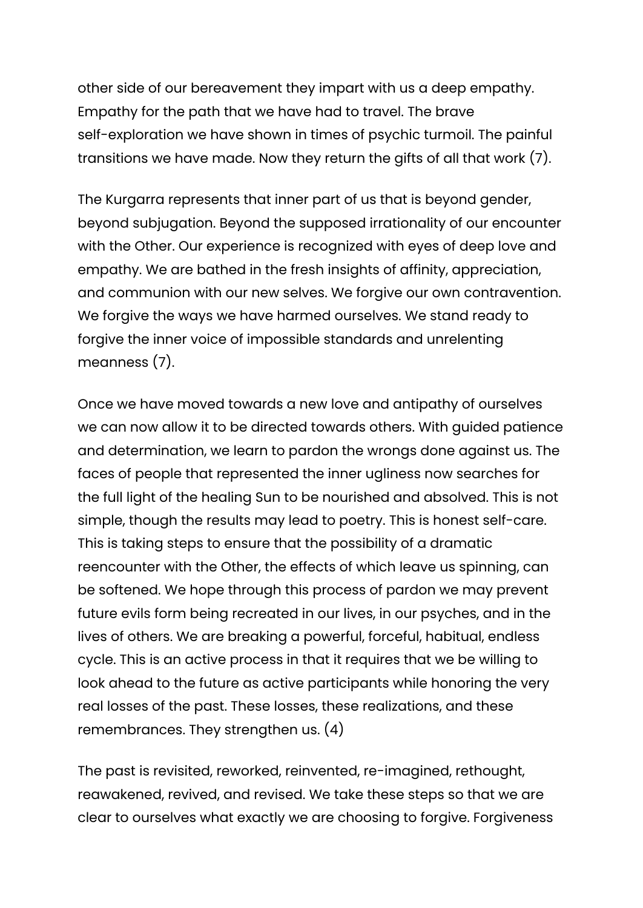other side of our bereavement they impart with us a deep empathy. Empathy for the path that we have had to travel. The brave self-exploration we have shown in times of psychic turmoil. The painful transitions we have made. Now they return the gifts of all that work (7).

The Kurgarra represents that inner part of us that is beyond gender, beyond subjugation. Beyond the supposed irrationality of our encounter with the Other. Our experience is recognized with eyes of deep love and empathy. We are bathed in the fresh insights of affinity, appreciation, and communion with our new selves. We forgive our own contravention. We forgive the ways we have harmed ourselves. We stand ready to forgive the inner voice of impossible standards and unrelenting meanness (7).

Once we have moved towards a new love and antipathy of ourselves we can now allow it to be directed towards others. With guided patience and determination, we learn to pardon the wrongs done against us. The faces of people that represented the inner ugliness now searches for the full light of the healing Sun to be nourished and absolved. This is not simple, though the results may lead to poetry. This is honest self-care. This is taking steps to ensure that the possibility of a dramatic reencounter with the Other, the effects of which leave us spinning, can be softened. We hope through this process of pardon we may prevent future evils form being recreated in our lives, in our psyches, and in the lives of others. We are breaking a powerful, forceful, habitual, endless cycle. This is an active process in that it requires that we be willing to look ahead to the future as active participants while honoring the very real losses of the past. These losses, these realizations, and these remembrances. They strengthen us. (4)

The past is revisited, reworked, reinvented, re-imagined, rethought, reawakened, revived, and revised. We take these steps so that we are clear to ourselves what exactly we are choosing to forgive. Forgiveness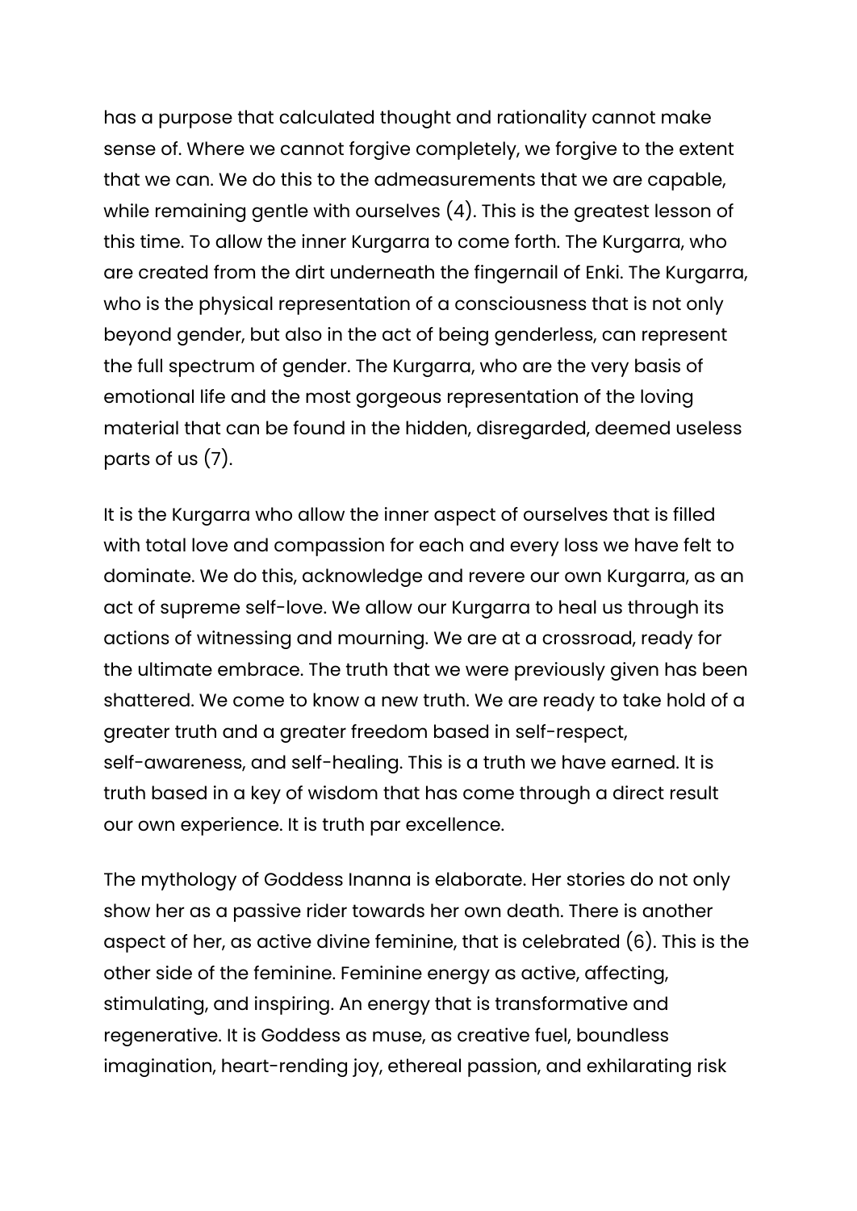has a purpose that calculated thought and rationality cannot make sense of. Where we cannot forgive completely, we forgive to the extent that we can. We do this to the admeasurements that we are capable, while remaining gentle with ourselves (4). This is the greatest lesson of this time. To allow the inner Kurgarra to come forth. The Kurgarra, who are created from the dirt underneath the fingernail of Enki. The Kurgarra, who is the physical representation of a consciousness that is not only beyond gender, but also in the act of being genderless, can represent the full spectrum of gender. The Kurgarra, who are the very basis of emotional life and the most gorgeous representation of the loving material that can be found in the hidden, disregarded, deemed useless parts of us (7).

It is the Kurgarra who allow the inner aspect of ourselves that is filled with total love and compassion for each and every loss we have felt to dominate. We do this, acknowledge and revere our own Kurgarra, as an act of supreme self-love. We allow our Kurgarra to heal us through its actions of witnessing and mourning. We are at a crossroad, ready for the ultimate embrace. The truth that we were previously given has been shattered. We come to know a new truth. We are ready to take hold of a greater truth and a greater freedom based in self-respect, self-awareness, and self-healing. This is a truth we have earned. It is truth based in a key of wisdom that has come through a direct result our own experience. It is truth par excellence.

The mythology of Goddess Inanna is elaborate. Her stories do not only show her as a passive rider towards her own death. There is another aspect of her, as active divine feminine, that is celebrated (6). This is the other side of the feminine. Feminine energy as active, affecting, stimulating, and inspiring. An energy that is transformative and regenerative. It is Goddess as muse, as creative fuel, boundless imagination, heart-rending joy, ethereal passion, and exhilarating risk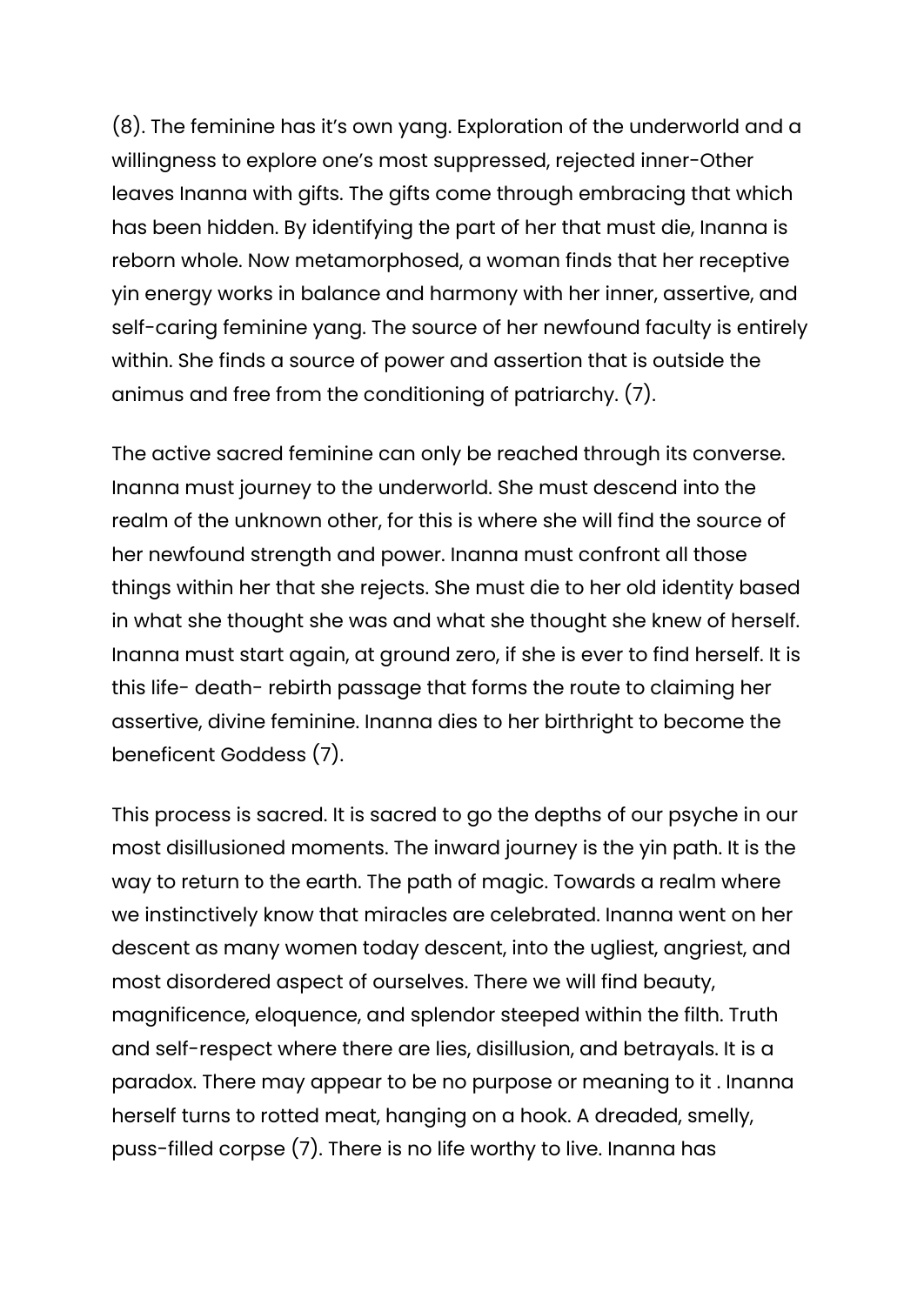(8). The feminine has it's own yang. Exploration of the underworld and a willingness to explore one's most suppressed, rejected inner-Other leaves Inanna with gifts. The gifts come through embracing that which has been hidden. By identifying the part of her that must die, Inanna is reborn whole. Now metamorphosed, a woman finds that her receptive yin energy works in balance and harmony with her inner, assertive, and self-caring feminine yang. The source of her newfound faculty is entirely within. She finds a source of power and assertion that is outside the animus and free from the conditioning of patriarchy. (7).

The active sacred feminine can only be reached through its converse. Inanna must journey to the underworld. She must descend into the realm of the unknown other, for this is where she will find the source of her newfound strength and power. Inanna must confront all those things within her that she rejects. She must die to her old identity based in what she thought she was and what she thought she knew of herself. Inanna must start again, at ground zero, if she is ever to find herself. It is this life- death- rebirth passage that forms the route to claiming her assertive, divine feminine. Inanna dies to her birthright to become the beneficent Goddess (7).

This process is sacred. It is sacred to go the depths of our psyche in our most disillusioned moments. The inward journey is the yin path. It is the way to return to the earth. The path of magic. Towards a realm where we instinctively know that miracles are celebrated. Inanna went on her descent as many women today descent, into the ugliest, angriest, and most disordered aspect of ourselves. There we will find beauty, magnificence, eloquence, and splendor steeped within the filth. Truth and self-respect where there are lies, disillusion, and betrayals. It is a paradox. There may appear to be no purpose or meaning to it . Inanna herself turns to rotted meat, hanging on a hook. A dreaded, smelly, puss-filled corpse (7). There is no life worthy to live. Inanna has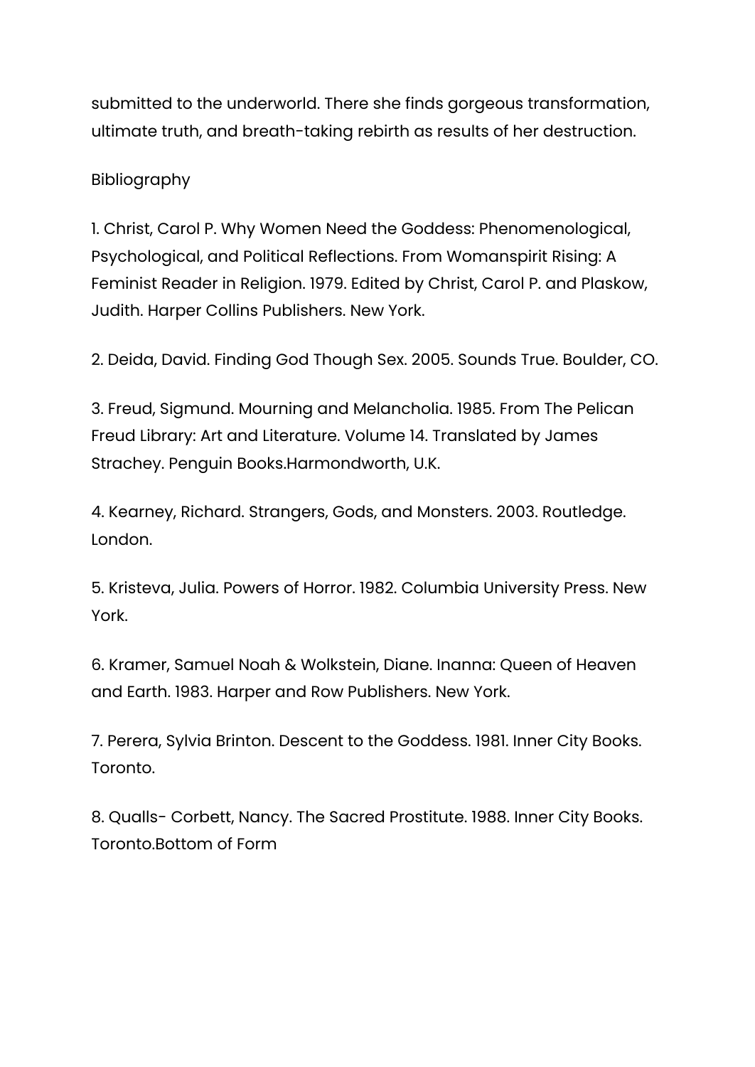submitted to the underworld. There she finds gorgeous transformation, ultimate truth, and breath-taking rebirth as results of her destruction.

## Bibliography

1. Christ, Carol P. Why Women Need the Goddess: Phenomenological, Psychological, and Political Reflections. From Womanspirit Rising: A Feminist Reader in Religion. 1979. Edited by Christ, Carol P. and Plaskow, Judith. Harper Collins Publishers. New York.

2. Deida, David. Finding God Though Sex. 2005. Sounds True. Boulder, CO.

3. Freud, Sigmund. Mourning and Melancholia. 1985. From The Pelican Freud Library: Art and Literature. Volume 14. Translated by James Strachey. Penguin Books.Harmondworth, U.K.

4. Kearney, Richard. Strangers, Gods, and Monsters. 2003. Routledge. London.

5. Kristeva, Julia. Powers of Horror. 1982. Columbia University Press. New York.

6. Kramer, Samuel Noah & Wolkstein, Diane. Inanna: Queen of Heaven and Earth. 1983. Harper and Row Publishers. New York.

7. Perera, Sylvia Brinton. Descent to the Goddess. 1981. Inner City Books. Toronto.

8. Qualls- Corbett, Nancy. The Sacred Prostitute. 1988. Inner City Books. Toronto.Bottom of Form